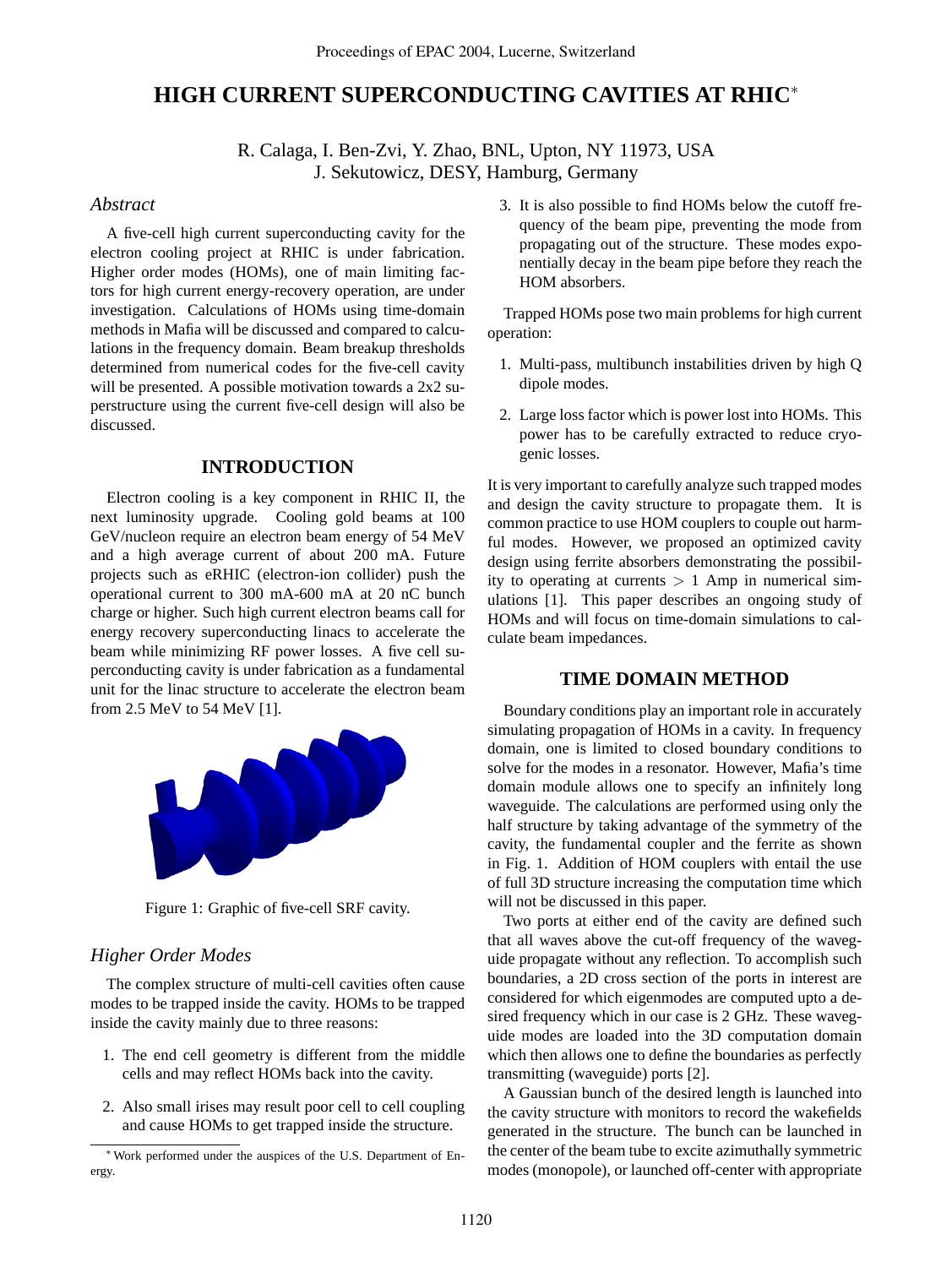# HIGH CURRENT SUPERCONDUCTING CAVITIES AT RHIC*

R. Calaga, I. Ben-Zvi, Y. Zhao, BNL, Upton, NY 11973, USA
J. Sekutowicz, DESY, Hamburg, Germany

### *Abstract*

A five-cell high current superconducting cavity for the electron cooling project at RHIC is under fabrication. Higher order modes (HOMs), one of main limiting factors for high current energy-recovery operation, are under investigation. Calculations of HOMs using time-domain methods in Mafia will be discussed and compared to calculations in the frequency domain. Beam breakup thresholds determined from numerical codes for the five-cell cavity will be presented. A possible motivation towards a 2x2 superstructure using the current five-cell design will also be discussed.

## INTRODUCTION

Electron cooling is a key component in RHIC II, the next luminosity upgrade. Cooling gold beams at 100 GeV/nucleon require an electron beam energy of 54 MeV and a high average current of about 200 mA. Future projects such as eRHIC (electron-ion collider) push the operational current to 300 mA-600 mA at 20 nC bunch charge or higher. Such high current electron beams call for energy recovery superconducting linacs to accelerate the beam while minimizing RF power losses. A five cell superconducting cavity is under fabrication as a fundamental unit for the linac structure to accelerate the electron beam from 2.5 MeV to 54 MeV [1].

Figure 1: Graphic of five-cell SRF cavity.

### *Higher Order Modes*

The complex structure of multi-cell cavities often cause modes to be trapped inside the cavity. HOMs to be trapped inside the cavity mainly due to three reasons:

1. The end cell geometry is different from the middle cells and may reflect HOMs back into the cavity.
2. Also small irises may result poor cell to cell coupling and cause HOMs to get trapped inside the structure.
3. It is also possible to find HOMs below the cutoff frequency of the beam pipe, preventing the mode from propagating out of the structure. These modes exponentially decay in the beam pipe before they reach the HOM absorbers.

Trapped HOMs pose two main problems for high current operation:

1. Multi-pass, multibunch instabilities driven by high Q dipole modes.
2. Large loss factor which is power lost into HOMs. This power has to be carefully extracted to reduce cryogenic losses.

It is very important to carefully analyze such trapped modes and design the cavity structure to propagate them. It is common practice to use HOM couplers to couple out harmful modes. However, we proposed an optimized cavity design using ferrite absorbers demonstrating the possibility to operating at currents $> 1$ Amp in numerical simulations [1]. This paper describes an ongoing study of HOMs and will focus on time-domain simulations to calculate beam impedances.

## TIME DOMAIN METHOD

Boundary conditions play an important role in accurately simulating propagation of HOMs in a cavity. In frequency domain, one is limited to closed boundary conditions to solve for the modes in a resonator. However, Mafia's time domain module allows one to specify an infinitely long waveguide. The calculations are performed using only the half structure by taking advantage of the symmetry of the cavity, the fundamental coupler and the ferrite as shown in Fig. 1. Addition of HOM couplers with entail the use of full 3D structure increasing the computation time which will not be discussed in this paper.

Two ports at either end of the cavity are defined such that all waves above the cut-off frequency of the waveguide propagate without any reflection. To accomplish such boundaries, a 2D cross section of the ports in interest are considered for which eigenmodes are computed upto a desired frequency which in our case is 2 GHz. These waveguide modes are loaded into the 3D computation domain which then allows one to define the boundaries as perfectly transmitting (waveguide) ports [2].

A Gaussian bunch of the desired length is launched into the cavity structure with monitors to record the wakefields generated in the structure. The bunch can be launched in the center of the beam tube to excite azimuthally symmetric modes (monopole), or launched off-center with appropriate

* Work performed under the auspices of the U.S. Department of Energy.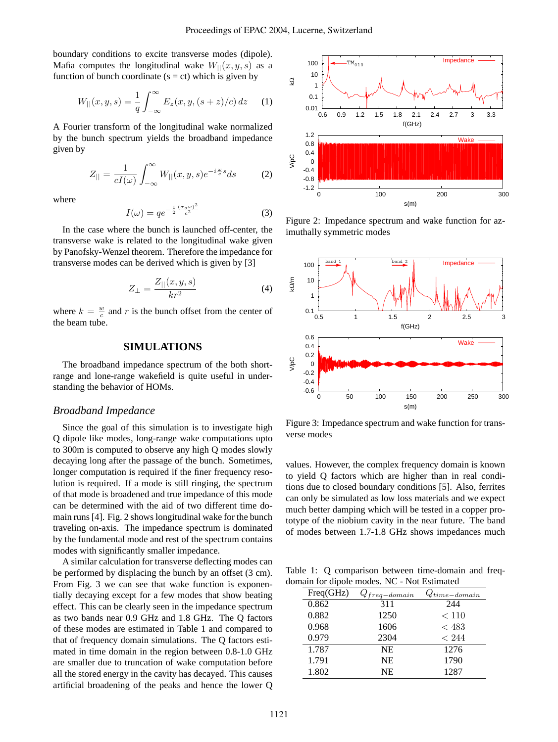boundary conditions to excite transverse modes (dipole). Mafia computes the longitudinal wake $W_{||}(x, y, s)$ as a function of bunch coordinate (s = ct) which is given by

$$W_{||}(x, y, s) = \frac{1}{q} \int_{-\infty}^{\infty} E_z(x, y, (s + z)/c)\, dz \quad (1)$$

A Fourier transform of the longitudinal wake normalized by the bunch spectrum yields the broadband impedance given by

$$Z_{||} = \frac{1}{cI(\omega)} \int_{-\infty}^{\infty} W_{||}(x, y, s) e^{-i\frac{\omega}{c}s} ds \quad (2)$$

where

$$I(\omega) = qe^{-\frac{1}{2}\frac{(\sigma_s \omega)^2}{c^2}} \quad (3)$$

In the case where the bunch is launched off-center, the transverse wake is related to the longitudinal wake given by Panofsky-Wenzel theorem. Therefore the impedance for transverse modes can be derived which is given by [3]

$$Z_{\perp} = \frac{Z_{||}(x, y, s)}{kr^2} \quad (4)$$

where $k = \frac{w}{c}$ and $r$ is the bunch offset from the center of the beam tube.

## SIMULATIONS

The broadband impedance spectrum of the both short-range and lone-range wakefield is quite useful in understanding the behavior of HOMs.

### *Broadband Impedance*

Since the goal of this simulation is to investigate high Q dipole like modes, long-range wake computations upto to 300m is computed to observe any high Q modes slowly decaying long after the passage of the bunch. Sometimes, longer computation is required if the finer frequency resolution is required. If a mode is still ringing, the spectrum of that mode is broadened and true impedance of this mode can be determined with the aid of two different time domain runs [4]. Fig. 2 shows longitudinal wake for the bunch traveling on-axis. The impedance spectrum is dominated by the fundamental mode and rest of the spectrum contains modes with significantly smaller impedance.

A similar calculation for transverse deflecting modes can be performed by displacing the bunch by an offset (3 cm). From Fig. 3 we can see that wake function is exponentially decaying except for a few modes that show beating effect. This can be clearly seen in the impedance spectrum as two bands near 0.9 GHz and 1.8 GHz. The Q factors of these modes are estimated in Table 1 and compared to that of frequency domain simulations. The Q factors estimated in time domain in the region between 0.8-1.0 GHz are smaller due to truncation of wake computation before all the stored energy in the cavity has decayed. This causes artificial broadening of the peaks and hence the lower Q

Figure 2: Impedance spectrum and wake function for azimuthally symmetric modes

Figure 3: Impedance spectrum and wake function for transverse modes

values. However, the complex frequency domain is known to yield Q factors which are higher than in real conditions due to closed boundary conditions [5]. Also, ferrites can only be simulated as low loss materials and we expect much better damping which will be tested in a copper prototype of the niobium cavity in the near future. The band of modes between 1.7-1.8 GHz shows impedances much

Table 1: Q comparison between time-domain and freq-domain for dipole modes. NC - Not Estimated

| Freq(GHz) | $Q_{freq-domain}$ | $Q_{time-domain}$ |
|---|---|---|
| 0.862 | 311 | 244 |
| 0.882 | 1250 | $< 110$ |
| 0.968 | 1606 | $< 483$ |
| 0.979 | 2304 | $< 244$ |
| 1.787 | NE | 1276 |
| 1.791 | NE | 1790 |
| 1.802 | NE | 1287 |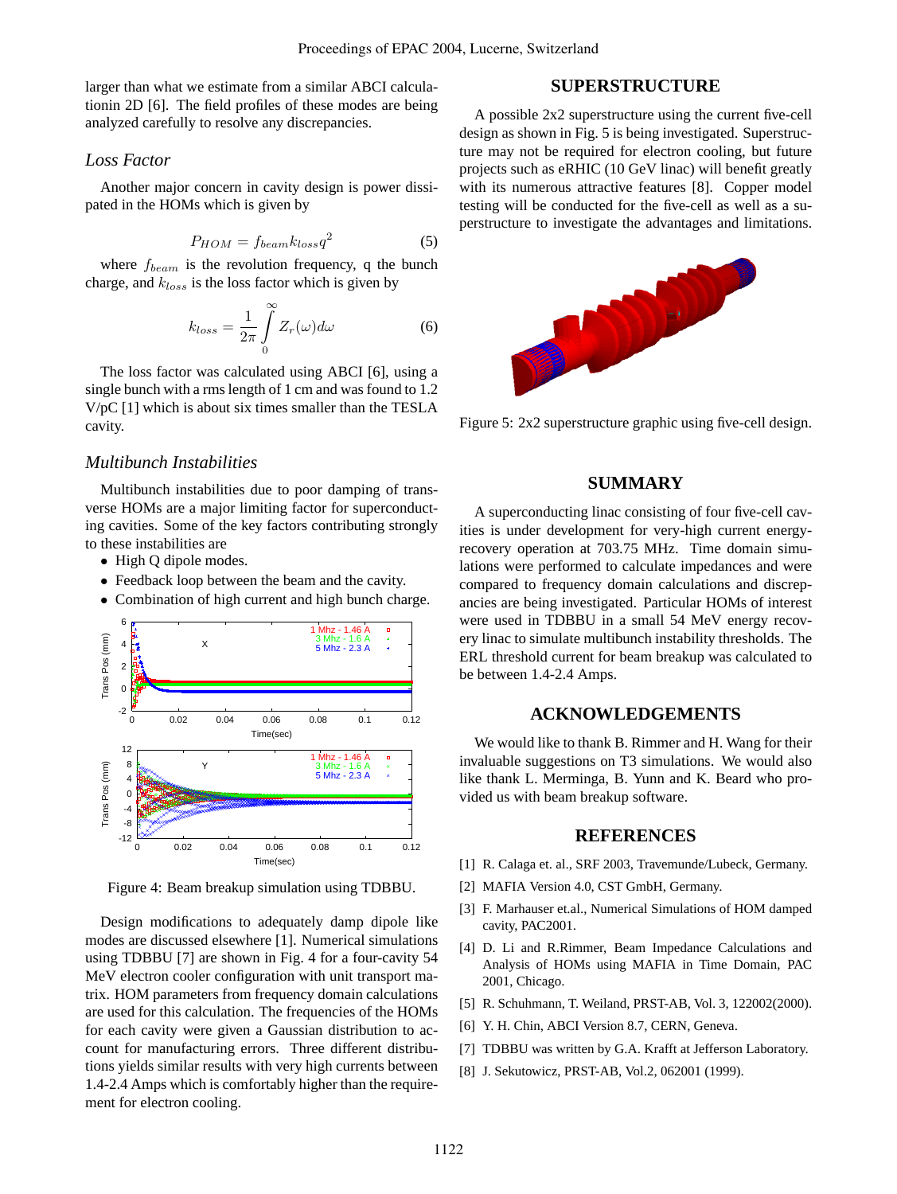larger than what we estimate from a similar ABCI calculationin 2D [6]. The field profiles of these modes are being analyzed carefully to resolve any discrepancies.

### *Loss Factor*

Another major concern in cavity design is power dissipated in the HOMs which is given by

$$P_{HOM} = f_{beam} k_{loss} q^2 \tag{5}$$

where $f_{beam}$ is the revolution frequency, q the bunch charge, and $k_{loss}$ is the loss factor which is given by

$$k_{loss} = \frac{1}{2\pi} \int_0^\infty Z_r(\omega) d\omega \tag{6}$$

The loss factor was calculated using ABCI [6], using a single bunch with a rms length of 1 cm and was found to 1.2 V/pC [1] which is about six times smaller than the TESLA cavity.

### *Multibunch Instabilities*

Multibunch instabilities due to poor damping of transverse HOMs are a major limiting factor for superconducting cavities. Some of the key factors contributing strongly to these instabilities are

- High Q dipole modes.
- Feedback loop between the beam and the cavity.
- Combination of high current and high bunch charge.

X
Trans Pos (mm)
Time(sec)
1 Mhz - 1.46 A
3 Mhz - 1.6 A
5 Mhz - 2.3 A

Y
Trans Pos (mm)
Time(sec)
1 Mhz - 1.46 A
3 Mhz - 1.6 A
5 Mhz - 2.3 A

Figure 4: Beam breakup simulation using TDBBU.

Design modifications to adequately damp dipole like modes are discussed elsewhere [1]. Numerical simulations using TDBBU [7] are shown in Fig. 4 for a four-cavity 54 MeV electron cooler configuration with unit transport matrix. HOM parameters from frequency domain calculations are used for this calculation. The frequencies of the HOMs for each cavity were given a Gaussian distribution to account for manufacturing errors. Three different distributions yields similar results with very high currents between 1.4-2.4 Amps which is comfortably higher than the requirement for electron cooling.

## SUPERSTRUCTURE

A possible 2x2 superstructure using the current five-cell design as shown in Fig. 5 is being investigated. Superstructure may not be required for electron cooling, but future projects such as eRHIC (10 GeV linac) will benefit greatly with its numerous attractive features [8]. Copper model testing will be conducted for the five-cell as well as a superstructure to investigate the advantages and limitations.

Figure 5: 2x2 superstructure graphic using five-cell design.

## SUMMARY

A superconducting linac consisting of four five-cell cavities is under development for very-high current energy-recovery operation at 703.75 MHz. Time domain simulations were performed to calculate impedances and were compared to frequency domain calculations and discrepancies are being investigated. Particular HOMs of interest were used in TDBBU in a small 54 MeV energy recovery linac to simulate multibunch instability thresholds. The ERL threshold current for beam breakup was calculated to be between 1.4-2.4 Amps.

## ACKNOWLEDGEMENTS

We would like to thank B. Rimmer and H. Wang for their invaluable suggestions on T3 simulations. We would also like thank L. Merminga, B. Yunn and K. Beard who provided us with beam breakup software.

## REFERENCES

[1] R. Calaga et. al., SRF 2003, Travemunde/Lubeck, Germany.

[2] MAFIA Version 4.0, CST GmbH, Germany.

[3] F. Marhauser et.al., Numerical Simulations of HOM damped cavity, PAC2001.

[4] D. Li and R.Rimmer, Beam Impedance Calculations and Analysis of HOMs using MAFIA in Time Domain, PAC 2001, Chicago.

[5] R. Schuhmann, T. Weiland, PRST-AB, Vol. 3, 122002(2000).

[6] Y. H. Chin, ABCI Version 8.7, CERN, Geneva.

[7] TDBBU was written by G.A. Krafft at Jefferson Laboratory.

[8] J. Sekutowicz, PRST-AB, Vol.2, 062001 (1999).